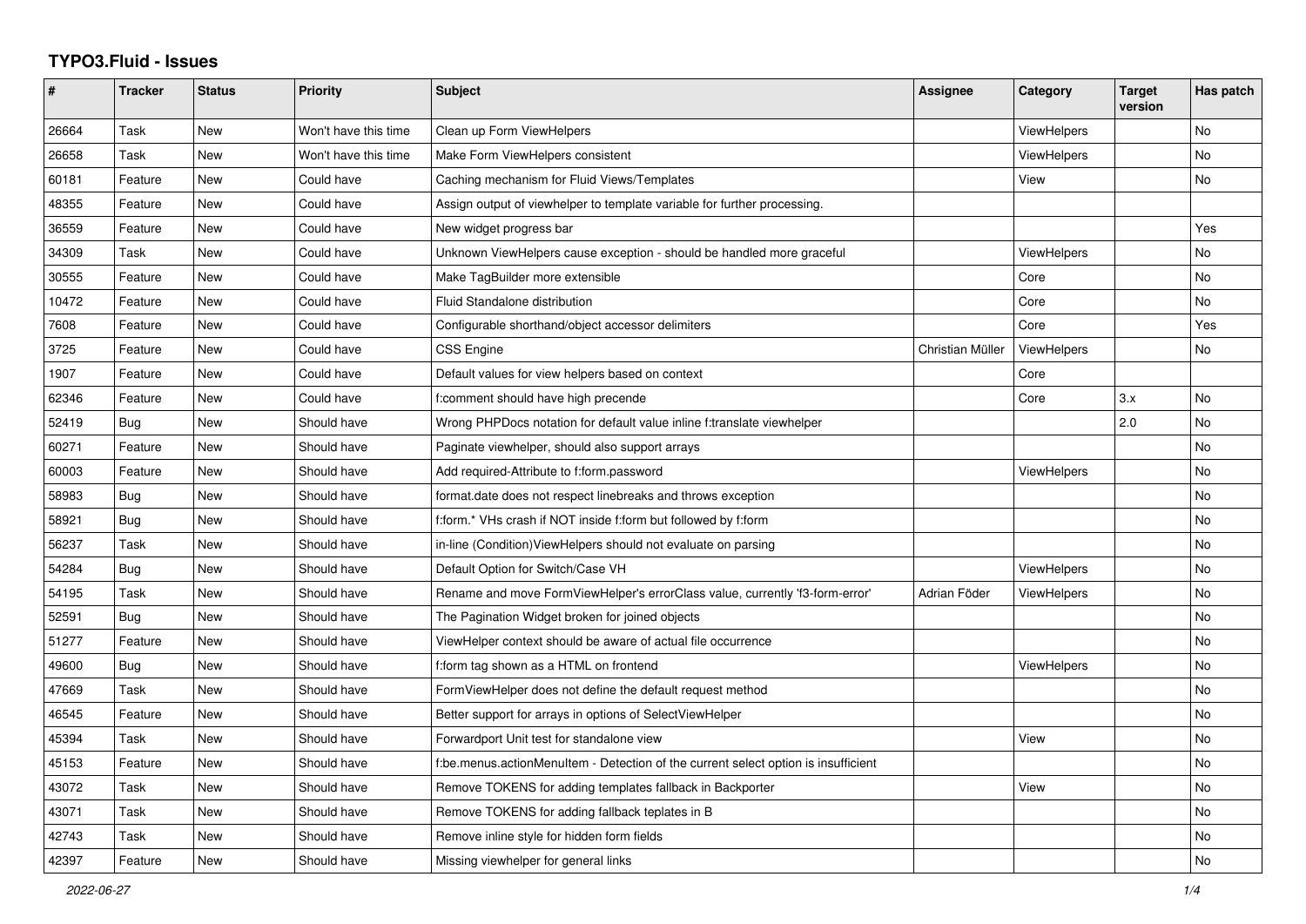# TYPO3.Fluid - Issues

| # | Tracker | Status | Priority | Subject | Assignee | Category | Target version | Has patch |
|---|---|---|---|---|---|---|---|---|
| 26664 | Task | New | Won't have this time | Clean up Form ViewHelpers | | ViewHelpers | | No |
| 26658 | Task | New | Won't have this time | Make Form ViewHelpers consistent | | ViewHelpers | | No |
| 60181 | Feature | New | Could have | Caching mechanism for Fluid Views/Templates | | View | | No |
| 48355 | Feature | New | Could have | Assign output of viewhelper to template variable for further processing. | | | | |
| 36559 | Feature | New | Could have | New widget progress bar | | | | Yes |
| 34309 | Task | New | Could have | Unknown ViewHelpers cause exception - should be handled more graceful | | ViewHelpers | | No |
| 30555 | Feature | New | Could have | Make TagBuilder more extensible | | Core | | No |
| 10472 | Feature | New | Could have | Fluid Standalone distribution | | Core | | No |
| 7608 | Feature | New | Could have | Configurable shorthand/object accessor delimiters | | Core | | Yes |
| 3725 | Feature | New | Could have | CSS Engine | Christian Müller | ViewHelpers | | No |
| 1907 | Feature | New | Could have | Default values for view helpers based on context | | Core | | |
| 62346 | Feature | New | Could have | f:comment should have high precende | | Core | 3.x | No |
| 52419 | Bug | New | Should have | Wrong PHPDocs notation for default value inline f:translate viewhelper | | | 2.0 | No |
| 60271 | Feature | New | Should have | Paginate viewhelper, should also support arrays | | | | No |
| 60003 | Feature | New | Should have | Add required-Attribute to f:form.password | | ViewHelpers | | No |
| 58983 | Bug | New | Should have | format.date does not respect linebreaks and throws exception | | | | No |
| 58921 | Bug | New | Should have | f:form.* VHs crash if NOT inside f:form but followed by f:form | | | | No |
| 56237 | Task | New | Should have | in-line (Condition)ViewHelpers should not evaluate on parsing | | | | No |
| 54284 | Bug | New | Should have | Default Option for Switch/Case VH | | ViewHelpers | | No |
| 54195 | Task | New | Should have | Rename and move FormViewHelper's errorClass value, currently 'f3-form-error' | Adrian Föder | ViewHelpers | | No |
| 52591 | Bug | New | Should have | The Pagination Widget broken for joined objects | | | | No |
| 51277 | Feature | New | Should have | ViewHelper context should be aware of actual file occurrence | | | | No |
| 49600 | Bug | New | Should have | f:form tag shown as a HTML on frontend | | ViewHelpers | | No |
| 47669 | Task | New | Should have | FormViewHelper does not define the default request method | | | | No |
| 46545 | Feature | New | Should have | Better support for arrays in options of SelectViewHelper | | | | No |
| 45394 | Task | New | Should have | Forwardport Unit test for standalone view | | View | | No |
| 45153 | Feature | New | Should have | f:be.menus.actionMenuItem - Detection of the current select option is insufficient | | | | No |
| 43072 | Task | New | Should have | Remove TOKENS for adding templates fallback in Backporter | | View | | No |
| 43071 | Task | New | Should have | Remove TOKENS for adding fallback teplates in B | | | | No |
| 42743 | Task | New | Should have | Remove inline style for hidden form fields | | | | No |
| 42397 | Feature | New | Should have | Missing viewhelper for general links | | | | No |

*2022-06-27*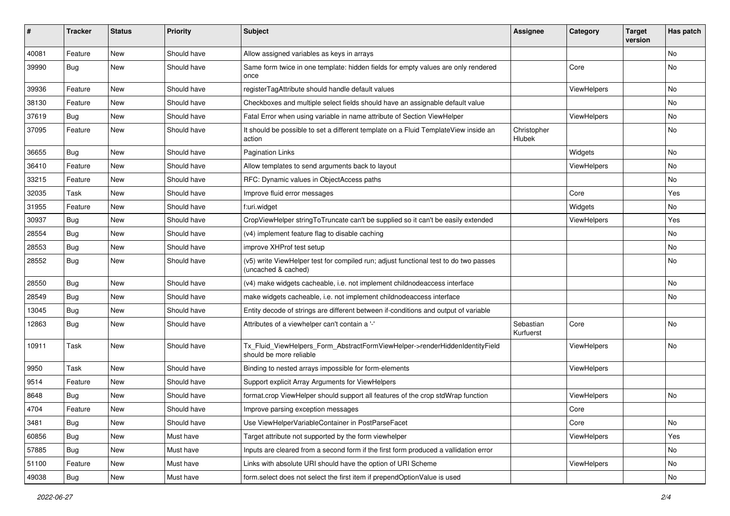| # | Tracker | Status | Priority | Subject | Assignee | Category | Target version | Has patch |
|---|---|---|---|---|---|---|---|---|
| 40081 | Feature | New | Should have | Allow assigned variables as keys in arrays | | | | No |
| 39990 | Bug | New | Should have | Same form twice in one template: hidden fields for empty values are only rendered once | | Core | | No |
| 39936 | Feature | New | Should have | registerTagAttribute should handle default values | | ViewHelpers | | No |
| 38130 | Feature | New | Should have | Checkboxes and multiple select fields should have an assignable default value | | | | No |
| 37619 | Bug | New | Should have | Fatal Error when using variable in name attribute of Section ViewHelper | | ViewHelpers | | No |
| 37095 | Feature | New | Should have | It should be possible to set a different template on a Fluid TemplateView inside an action | Christopher Hlubek | | | No |
| 36655 | Bug | New | Should have | Pagination Links | | Widgets | | No |
| 36410 | Feature | New | Should have | Allow templates to send arguments back to layout | | ViewHelpers | | No |
| 33215 | Feature | New | Should have | RFC: Dynamic values in ObjectAccess paths | | | | No |
| 32035 | Task | New | Should have | Improve fluid error messages | | Core | | Yes |
| 31955 | Feature | New | Should have | f:uri.widget | | Widgets | | No |
| 30937 | Bug | New | Should have | CropViewHelper stringToTruncate can't be supplied so it can't be easily extended | | ViewHelpers | | Yes |
| 28554 | Bug | New | Should have | (v4) implement feature flag to disable caching | | | | No |
| 28553 | Bug | New | Should have | improve XHProf test setup | | | | No |
| 28552 | Bug | New | Should have | (v5) write ViewHelper test for compiled run; adjust functional test to do two passes (uncached & cached) | | | | No |
| 28550 | Bug | New | Should have | (v4) make widgets cacheable, i.e. not implement childnodeaccess interface | | | | No |
| 28549 | Bug | New | Should have | make widgets cacheable, i.e. not implement childnodeaccess interface | | | | No |
| 13045 | Bug | New | Should have | Entity decode of strings are different between if-conditions and output of variable | | | | |
| 12863 | Bug | New | Should have | Attributes of a viewhelper can't contain a '-' | Sebastian Kurfuerst | Core | | No |
| 10911 | Task | New | Should have | Tx_Fluid_ViewHelpers_Form_AbstractFormViewHelper->renderHiddenIdentityField should be more reliable | | ViewHelpers | | No |
| 9950 | Task | New | Should have | Binding to nested arrays impossible for form-elements | | ViewHelpers | | |
| 9514 | Feature | New | Should have | Support explicit Array Arguments for ViewHelpers | | | | |
| 8648 | Bug | New | Should have | format.crop ViewHelper should support all features of the crop stdWrap function | | ViewHelpers | | No |
| 4704 | Feature | New | Should have | Improve parsing exception messages | | Core | | |
| 3481 | Bug | New | Should have | Use ViewHelperVariableContainer in PostParseFacet | | Core | | No |
| 60856 | Bug | New | Must have | Target attribute not supported by the form viewhelper | | ViewHelpers | | Yes |
| 57885 | Bug | New | Must have | Inputs are cleared from a second form if the first form produced a vallidation error | | | | No |
| 51100 | Feature | New | Must have | Links with absolute URI should have the option of URI Scheme | | ViewHelpers | | No |
| 49038 | Bug | New | Must have | form.select does not select the first item if prependOptionValue is used | | | | No |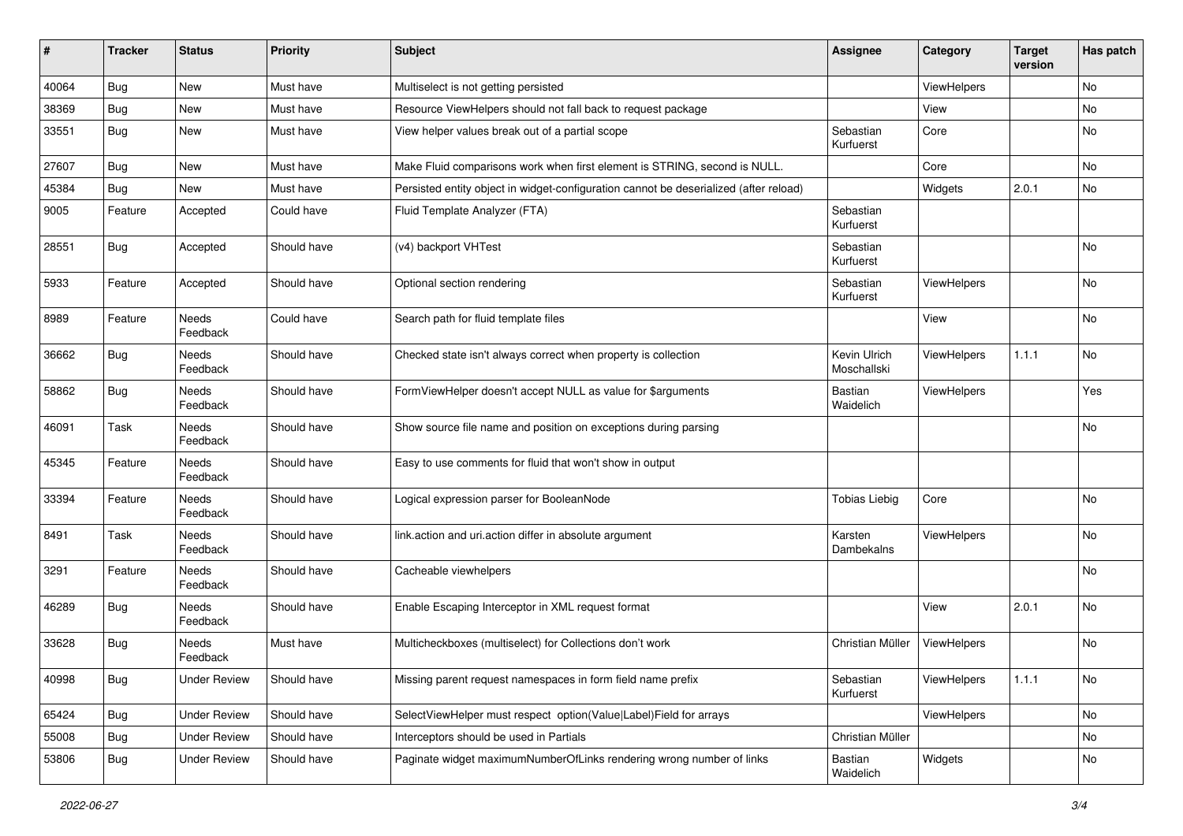| # | Tracker | Status | Priority | Subject | Assignee | Category | Target version | Has patch |
|---|---|---|---|---|---|---|---|---|
| 40064 | Bug | New | Must have | Multiselect is not getting persisted | | ViewHelpers | | No |
| 38369 | Bug | New | Must have | Resource ViewHelpers should not fall back to request package | | View | | No |
| 33551 | Bug | New | Must have | View helper values break out of a partial scope | Sebastian Kurfuerst | Core | | No |
| 27607 | Bug | New | Must have | Make Fluid comparisons work when first element is STRING, second is NULL. | | Core | | No |
| 45384 | Bug | New | Must have | Persisted entity object in widget-configuration cannot be deserialized (after reload) | | Widgets | 2.0.1 | No |
| 9005 | Feature | Accepted | Could have | Fluid Template Analyzer (FTA) | Sebastian Kurfuerst | | | |
| 28551 | Bug | Accepted | Should have | (v4) backport VHTest | Sebastian Kurfuerst | | | No |
| 5933 | Feature | Accepted | Should have | Optional section rendering | Sebastian Kurfuerst | ViewHelpers | | No |
| 8989 | Feature | Needs Feedback | Could have | Search path for fluid template files | | View | | No |
| 36662 | Bug | Needs Feedback | Should have | Checked state isn't always correct when property is collection | Kevin Ulrich Moschallski | ViewHelpers | 1.1.1 | No |
| 58862 | Bug | Needs Feedback | Should have | FormViewHelper doesn't accept NULL as value for $arguments | Bastian Waidelich | ViewHelpers | | Yes |
| 46091 | Task | Needs Feedback | Should have | Show source file name and position on exceptions during parsing | | | | No |
| 45345 | Feature | Needs Feedback | Should have | Easy to use comments for fluid that won't show in output | | | | |
| 33394 | Feature | Needs Feedback | Should have | Logical expression parser for BooleanNode | Tobias Liebig | Core | | No |
| 8491 | Task | Needs Feedback | Should have | link.action and uri.action differ in absolute argument | Karsten Dambekalns | ViewHelpers | | No |
| 3291 | Feature | Needs Feedback | Should have | Cacheable viewhelpers | | | | No |
| 46289 | Bug | Needs Feedback | Should have | Enable Escaping Interceptor in XML request format | | View | 2.0.1 | No |
| 33628 | Bug | Needs Feedback | Must have | Multicheckboxes (multiselect) for Collections don't work | Christian Müller | ViewHelpers | | No |
| 40998 | Bug | Under Review | Should have | Missing parent request namespaces in form field name prefix | Sebastian Kurfuerst | ViewHelpers | 1.1.1 | No |
| 65424 | Bug | Under Review | Should have | SelectViewHelper must respect option(Value\|Label)Field for arrays | | ViewHelpers | | No |
| 55008 | Bug | Under Review | Should have | Interceptors should be used in Partials | Christian Müller | | | No |
| 53806 | Bug | Under Review | Should have | Paginate widget maximumNumberOfLinks rendering wrong number of links | Bastian Waidelich | Widgets | | No |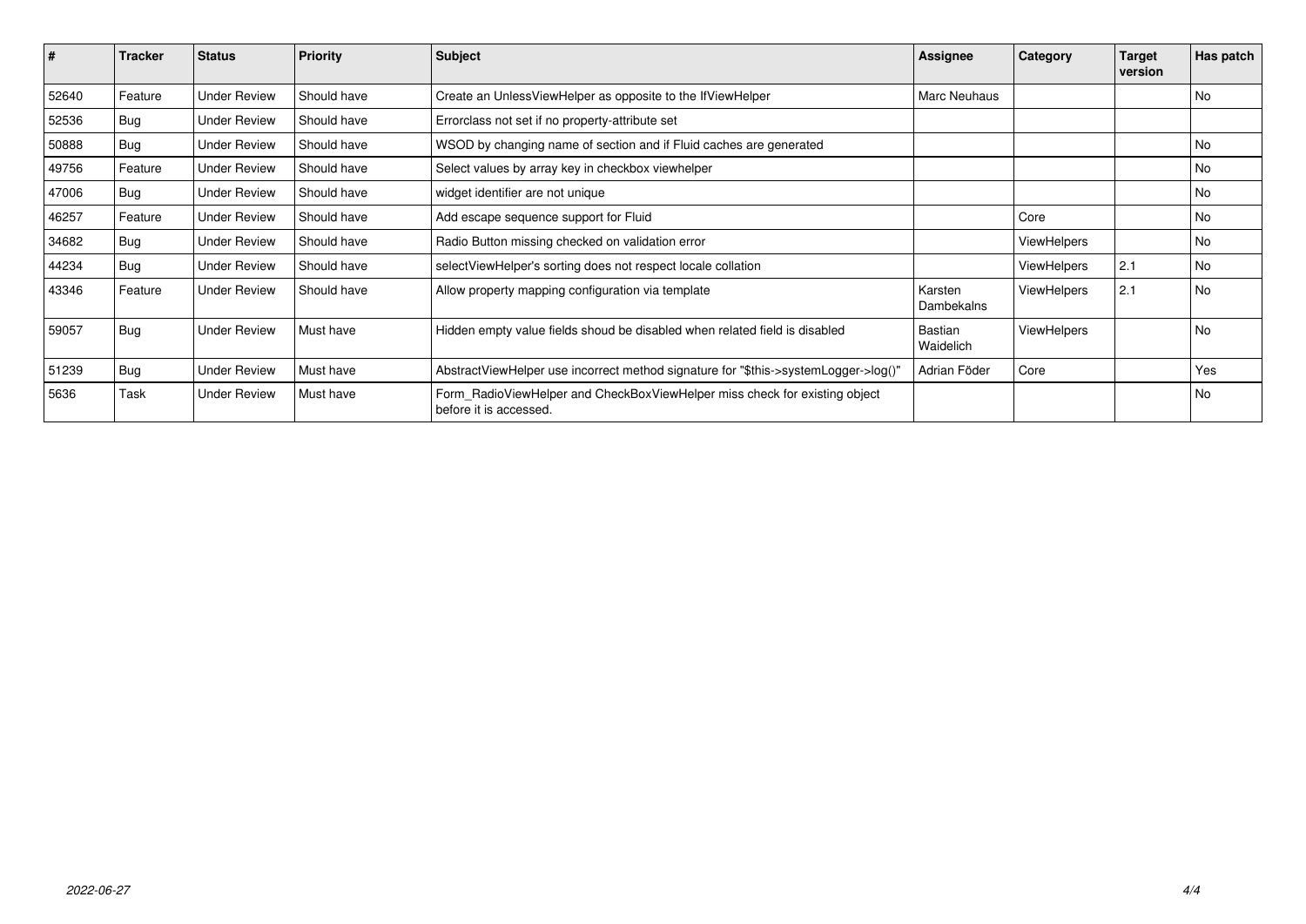| # | Tracker | Status | Priority | Subject | Assignee | Category | Target version | Has patch |
|---|---|---|---|---|---|---|---|---|
| 52640 | Feature | Under Review | Should have | Create an UnlessViewHelper as opposite to the IfViewHelper | Marc Neuhaus | | | No |
| 52536 | Bug | Under Review | Should have | Errorclass not set if no property-attribute set | | | | |
| 50888 | Bug | Under Review | Should have | WSOD by changing name of section and if Fluid caches are generated | | | | No |
| 49756 | Feature | Under Review | Should have | Select values by array key in checkbox viewhelper | | | | No |
| 47006 | Bug | Under Review | Should have | widget identifier are not unique | | | | No |
| 46257 | Feature | Under Review | Should have | Add escape sequence support for Fluid | | Core | | No |
| 34682 | Bug | Under Review | Should have | Radio Button missing checked on validation error | | ViewHelpers | | No |
| 44234 | Bug | Under Review | Should have | selectViewHelper's sorting does not respect locale collation | | ViewHelpers | 2.1 | No |
| 43346 | Feature | Under Review | Should have | Allow property mapping configuration via template | Karsten Dambekalns | ViewHelpers | 2.1 | No |
| 59057 | Bug | Under Review | Must have | Hidden empty value fields shoud be disabled when related field is disabled | Bastian Waidelich | ViewHelpers | | No |
| 51239 | Bug | Under Review | Must have | AbstractViewHelper use incorrect method signature for "$this->systemLogger->log()" | Adrian Föder | Core | | Yes |
| 5636 | Task | Under Review | Must have | Form_RadioViewHelper and CheckBoxViewHelper miss check for existing object before it is accessed. | | | | No |

*2022-06-27*